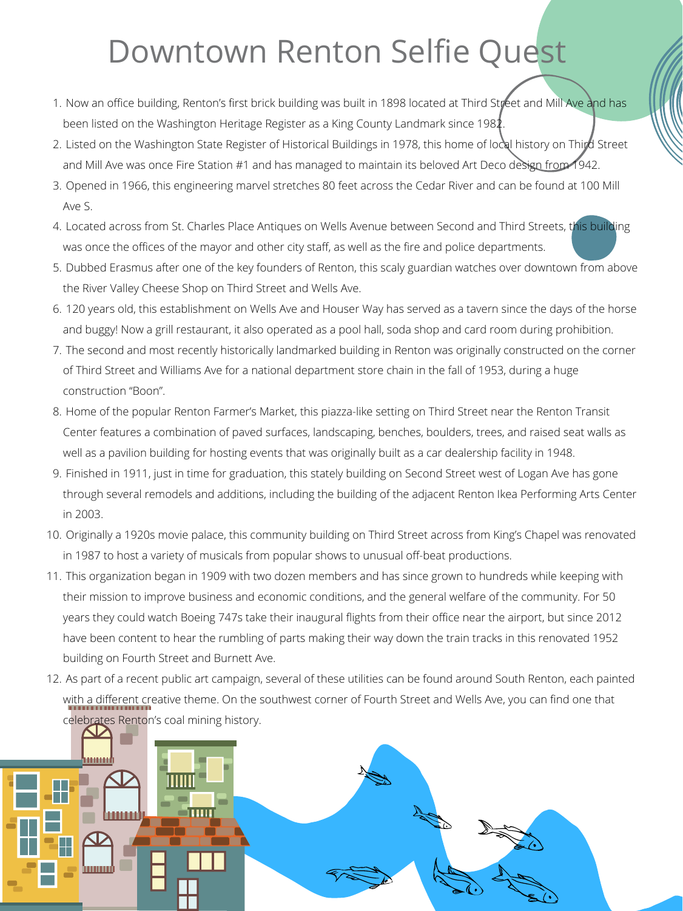# Downtown Renton Selfie Quest

1. Now an office building, Renton's first brick building was built in 1898 located at Third Street and Mill Ave and has been listed on the Washington Heritage Register as a King County Landmark since 1982.
2. Listed on the Washington State Register of Historical Buildings in 1978, this home of local history on Third Street and Mill Ave was once Fire Station #1 and has managed to maintain its beloved Art Deco design from 1942.
3. Opened in 1966, this engineering marvel stretches 80 feet across the Cedar River and can be found at 100 Mill Ave S.
4. Located across from St. Charles Place Antiques on Wells Avenue between Second and Third Streets, this building was once the offices of the mayor and other city staff, as well as the fire and police departments.
5. Dubbed Erasmus after one of the key founders of Renton, this scaly guardian watches over downtown from above the River Valley Cheese Shop on Third Street and Wells Ave.
6. 120 years old, this establishment on Wells Ave and Houser Way has served as a tavern since the days of the horse and buggy! Now a grill restaurant, it also operated as a pool hall, soda shop and card room during prohibition.
7. The second and most recently historically landmarked building in Renton was originally constructed on the corner of Third Street and Williams Ave for a national department store chain in the fall of 1953, during a huge construction "Boon".
8. Home of the popular Renton Farmer's Market, this piazza-like setting on Third Street near the Renton Transit Center features a combination of paved surfaces, landscaping, benches, boulders, trees, and raised seat walls as well as a pavilion building for hosting events that was originally built as a car dealership facility in 1948.
9. Finished in 1911, just in time for graduation, this stately building on Second Street west of Logan Ave has gone through several remodels and additions, including the building of the adjacent Renton Ikea Performing Arts Center in 2003.
10. Originally a 1920s movie palace, this community building on Third Street across from King's Chapel was renovated in 1987 to host a variety of musicals from popular shows to unusual off-beat productions.
11. This organization began in 1909 with two dozen members and has since grown to hundreds while keeping with their mission to improve business and economic conditions, and the general welfare of the community. For 50 years they could watch Boeing 747s take their inaugural flights from their office near the airport, but since 2012 have been content to hear the rumbling of parts making their way down the train tracks in this renovated 1952 building on Fourth Street and Burnett Ave.
12. As part of a recent public art campaign, several of these utilities can be found around South Renton, each painted with a different creative theme. On the southwest corner of Fourth Street and Wells Ave, you can find one that celebrates Renton's coal mining history.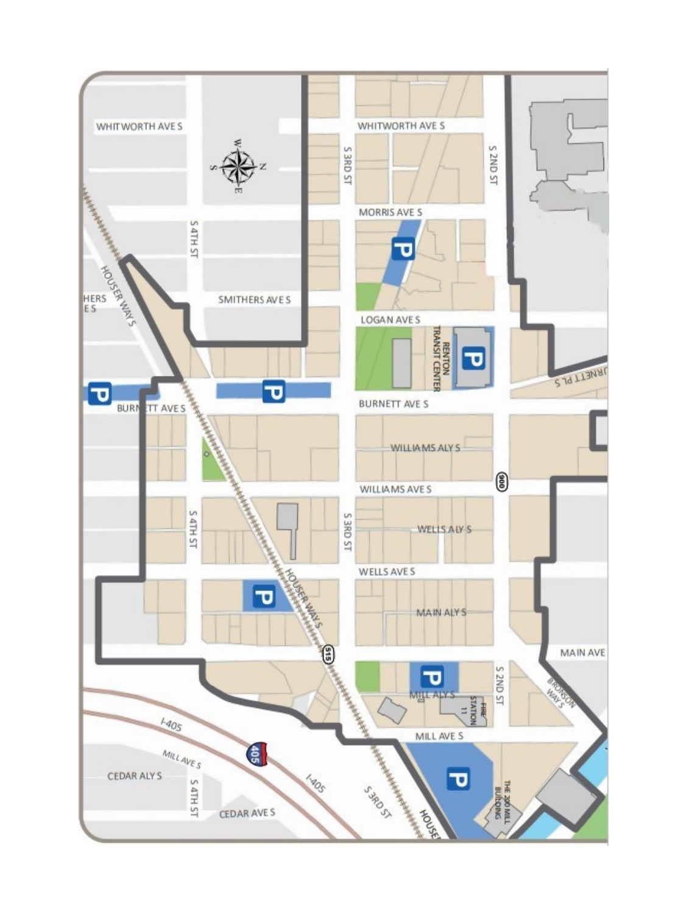WHITWORTH AVE S

WHITWORTH AVE S

S 3RD ST

S 2ND ST

MORRIS AVE S

S 4TH ST

HOUSER WAY S

SMITHERS AVE S

LOGAN AVE S

RENTON TRANSIT CENTER

BURNETT PL S

BURNETT AVE S

BURNETT AVE S

WILLIAMS ALY S

900

WILLIAMS AVE S

S 4TH ST

S 3RD ST

WELLS ALY S

HOUSER WAY S

WELLS AVE S

MAIN ALY S

515

MAIN AVE

S 2ND ST

BRONSON WAY S

MILL ALY S

FIRE STATION 11

MILL AVE S

I-405

MILL AVE S

405

I-405

CEDAR ALY S

S 4TH ST

S 3RD ST

CEDAR AVE S

THE 200 MILL BUILDING